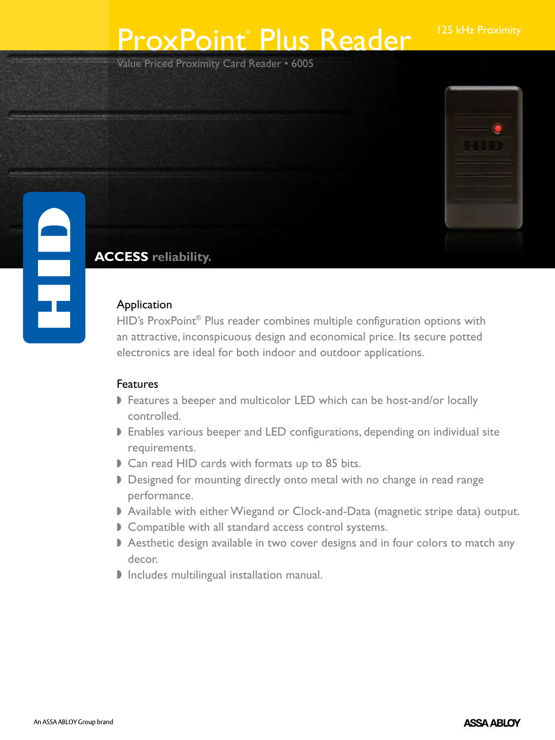# ProxPoint® Plus Reader

125 kHz Proximity

Value Priced Proximity Card Reader • 6005

**ACCESS** reliability.

## Application

HID's ProxPoint® Plus reader combines multiple configuration options with an attractive, inconspicuous design and economical price. Its secure potted electronics are ideal for both indoor and outdoor applications.

## Features

- Features a beeper and multicolor LED which can be host-and/or locally controlled.
- Enables various beeper and LED configurations, depending on individual site requirements.
- Can read HID cards with formats up to 85 bits.
- Designed for mounting directly onto metal with no change in read range performance.
- Available with either Wiegand or Clock-and-Data (magnetic stripe data) output.
- Compatible with all standard access control systems.
- Aesthetic design available in two cover designs and in four colors to match any decor.
- Includes multilingual installation manual.

An ASSA ABLOY Group brand

ASSA ABLOY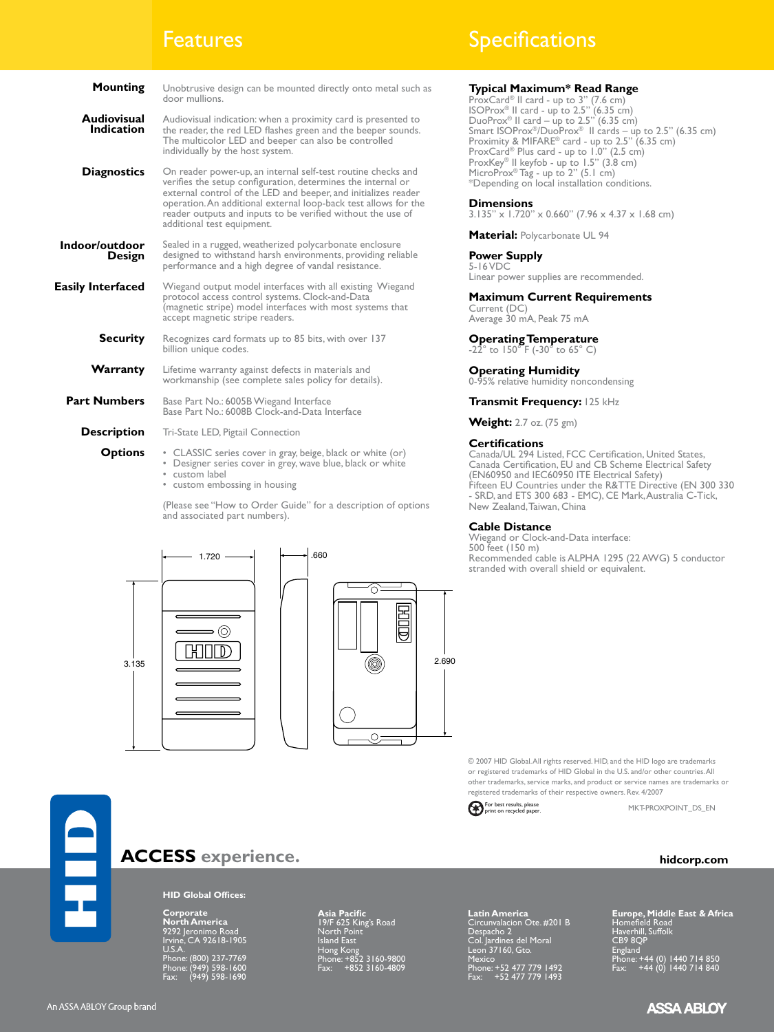## Features

**Mounting**
Unobtrusive design can be mounted directly onto metal such as door mullions.

**Audiovisual Indication**
Audiovisual indication: when a proximity card is presented to the reader, the red LED flashes green and the beeper sounds. The multicolor LED and beeper can also be controlled individually by the host system.

**Diagnostics**
On reader power-up, an internal self-test routine checks and verifies the setup configuration, determines the internal or external control of the LED and beeper, and initializes reader operation. An additional external loop-back test allows for the reader outputs and inputs to be verified without the use of additional test equipment.

**Indoor/outdoor Design**
Sealed in a rugged, weatherized polycarbonate enclosure designed to withstand harsh environments, providing reliable performance and a high degree of vandal resistance.

**Easily Interfaced**
Wiegand output model interfaces with all existing Wiegand protocol access control systems. Clock-and-Data (magnetic stripe) model interfaces with most systems that accept magnetic stripe readers.

**Security**
Recognizes card formats up to 85 bits, with over 137 billion unique codes.

**Warranty**
Lifetime warranty against defects in materials and workmanship (see complete sales policy for details).

**Part Numbers**
Base Part No.: 6005B Wiegand Interface
Base Part No.: 6008B Clock-and-Data Interface

**Description**
Tri-State LED, Pigtail Connection

**Options**
- CLASSIC series cover in gray, beige, black or white (or)
- Designer series cover in grey, wave blue, black or white
- custom label
- custom embossing in housing

(Please see "How to Order Guide" for a description of options and associated part numbers).

1.720
.660
3.135
2.690

## Specifications

**Typical Maximum* Read Range**
ProxCard® II card - up to 3" (7.6 cm)
ISOProx® II card - up to 2.5" (6.35 cm)
DuoProx® II card – up to 2.5" (6.35 cm)
Smart ISOProx®/DuoProx® II cards – up to 2.5" (6.35 cm)
Proximity & MIFARE® card - up to 2.5" (6.35 cm)
ProxCard® Plus card - up to 1.0" (2.5 cm)
ProxKey® II keyfob - up to 1.5" (3.8 cm)
MicroProx® Tag - up to 2" (5.1 cm)
*Depending on local installation conditions.

**Dimensions**
3.135" x 1.720" x 0.660" (7.96 x 4.37 x 1.68 cm)

**Material:** Polycarbonate UL 94

**Power Supply**
5-16 VDC
Linear power supplies are recommended.

**Maximum Current Requirements**
Current (DC)
Average 30 mA, Peak 75 mA

**Operating Temperature**
-22° to 150° F (-30° to 65° C)

**Operating Humidity**
0-95% relative humidity noncondensing

**Transmit Frequency:** 125 kHz

**Weight:** 2.7 oz. (75 gm)

**Certifications**
Canada/UL 294 Listed, FCC Certification, United States, Canada Certification, EU and CB Scheme Electrical Safety (EN60950 and IEC60950 ITE Electrical Safety)
Fifteen EU Countries under the R&TTE Directive (EN 300 330 - SRD, and ETS 300 683 - EMC), CE Mark, Australia C-Tick, New Zealand, Taiwan, China

**Cable Distance**
Wiegand or Clock-and-Data interface:
500 feet (150 m)
Recommended cable is ALPHA 1295 (22 AWG) 5 conductor stranded with overall shield or equivalent.

© 2007 HID Global. All rights reserved. HID, and the HID logo are trademarks or registered trademarks of HID Global in the U.S. and/or other countries. All other trademarks, service marks, and product or service names are trademarks or registered trademarks of their respective owners. Rev. 4/2007

For best results, please print on recycled paper.

MKT-PROXPOINT_DS_EN

**ACCESS** experience.

hidcorp.com

**HID Global Offices:**

**Corporate**
**North America**
9292 Jeronimo Road
Irvine, CA 92618-1905
U.S.A.
Phone: (800) 237-7769
Phone: (949) 598-1600
Fax: (949) 598-1690

**Asia Pacific**
19/F 625 King's Road
North Point
Island East
Hong Kong
Phone: +852 3160-9800
Fax: +852 3160-4809

**Latin America**
Circunvalacion Ote. #201 B
Despacho 2
Col. Jardines del Moral
Leon 37160, Gto.
Mexico
Phone: +52 477 779 1492
Fax: +52 477 779 1493

**Europe, Middle East & Africa**
Homefield Road
Haverhill, Suffolk
CB9 8QP
England
Phone: +44 (0) 1440 714 850
Fax: +44 (0) 1440 714 840

An ASSA ABLOY Group brand

ASSA ABLOY